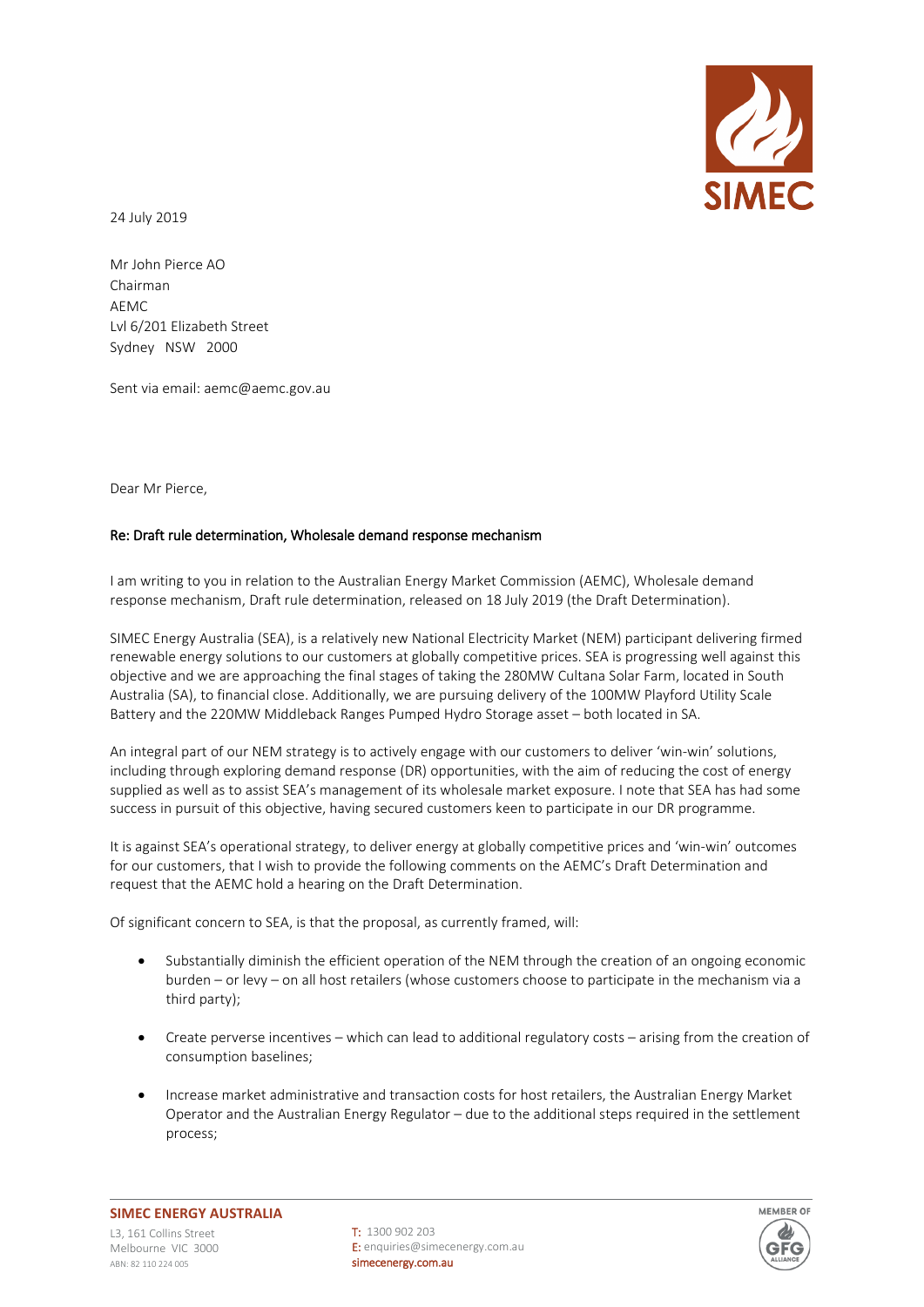24 July 2019

Mr John Pierce AO  
Chairman  
AEMC  
Lvl 6/201 Elizabeth Street  
Sydney NSW 2000

Sent via email: aemc@aemc.gov.au

Dear Mr Pierce,

**Re: Draft rule determination, Wholesale demand response mechanism**

I am writing to you in relation to the Australian Energy Market Commission (AEMC), Wholesale demand response mechanism, Draft rule determination, released on 18 July 2019 (the Draft Determination).

SIMEC Energy Australia (SEA), is a relatively new National Electricity Market (NEM) participant delivering firmed renewable energy solutions to our customers at globally competitive prices. SEA is progressing well against this objective and we are approaching the final stages of taking the 280MW Cultana Solar Farm, located in South Australia (SA), to financial close. Additionally, we are pursuing delivery of the 100MW Playford Utility Scale Battery and the 220MW Middleback Ranges Pumped Hydro Storage asset – both located in SA.

An integral part of our NEM strategy is to actively engage with our customers to deliver 'win-win' solutions, including through exploring demand response (DR) opportunities, with the aim of reducing the cost of energy supplied as well as to assist SEA's management of its wholesale market exposure. I note that SEA has had some success in pursuit of this objective, having secured customers keen to participate in our DR programme.

It is against SEA's operational strategy, to deliver energy at globally competitive prices and 'win-win' outcomes for our customers, that I wish to provide the following comments on the AEMC's Draft Determination and request that the AEMC hold a hearing on the Draft Determination.

Of significant concern to SEA, is that the proposal, as currently framed, will:

- Substantially diminish the efficient operation of the NEM through the creation of an ongoing economic burden – or levy – on all host retailers (whose customers choose to participate in the mechanism via a third party);
- Create perverse incentives – which can lead to additional regulatory costs – arising from the creation of consumption baselines;
- Increase market administrative and transaction costs for host retailers, the Australian Energy Market Operator and the Australian Energy Regulator – due to the additional steps required in the settlement process;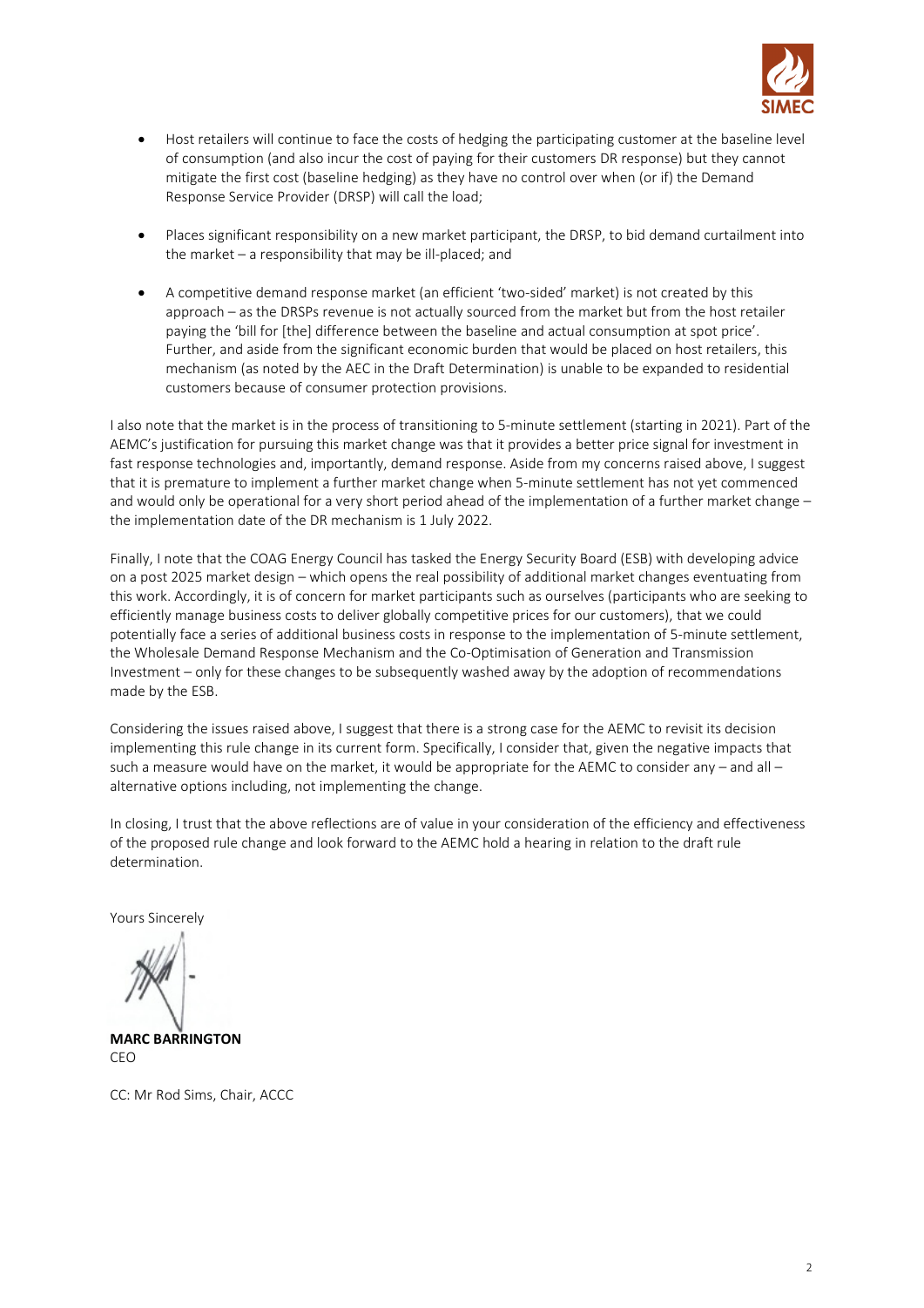- Host retailers will continue to face the costs of hedging the participating customer at the baseline level of consumption (and also incur the cost of paying for their customers DR response) but they cannot mitigate the first cost (baseline hedging) as they have no control over when (or if) the Demand Response Service Provider (DRSP) will call the load;

- Places significant responsibility on a new market participant, the DRSP, to bid demand curtailment into the market – a responsibility that may be ill-placed; and

- A competitive demand response market (an efficient 'two-sided' market) is not created by this approach – as the DRSPs revenue is not actually sourced from the market but from the host retailer paying the 'bill for [the] difference between the baseline and actual consumption at spot price'. Further, and aside from the significant economic burden that would be placed on host retailers, this mechanism (as noted by the AEC in the Draft Determination) is unable to be expanded to residential customers because of consumer protection provisions.

I also note that the market is in the process of transitioning to 5-minute settlement (starting in 2021). Part of the AEMC's justification for pursuing this market change was that it provides a better price signal for investment in fast response technologies and, importantly, demand response. Aside from my concerns raised above, I suggest that it is premature to implement a further market change when 5-minute settlement has not yet commenced and would only be operational for a very short period ahead of the implementation of a further market change – the implementation date of the DR mechanism is 1 July 2022.

Finally, I note that the COAG Energy Council has tasked the Energy Security Board (ESB) with developing advice on a post 2025 market design – which opens the real possibility of additional market changes eventuating from this work. Accordingly, it is of concern for market participants such as ourselves (participants who are seeking to efficiently manage business costs to deliver globally competitive prices for our customers), that we could potentially face a series of additional business costs in response to the implementation of 5-minute settlement, the Wholesale Demand Response Mechanism and the Co-Optimisation of Generation and Transmission Investment – only for these changes to be subsequently washed away by the adoption of recommendations made by the ESB.

Considering the issues raised above, I suggest that there is a strong case for the AEMC to revisit its decision implementing this rule change in its current form. Specifically, I consider that, given the negative impacts that such a measure would have on the market, it would be appropriate for the AEMC to consider any – and all – alternative options including, not implementing the change.

In closing, I trust that the above reflections are of value in your consideration of the efficiency and effectiveness of the proposed rule change and look forward to the AEMC hold a hearing in relation to the draft rule determination.

Yours Sincerely

**MARC BARRINGTON**
CEO

CC: Mr Rod Sims, Chair, ACCC